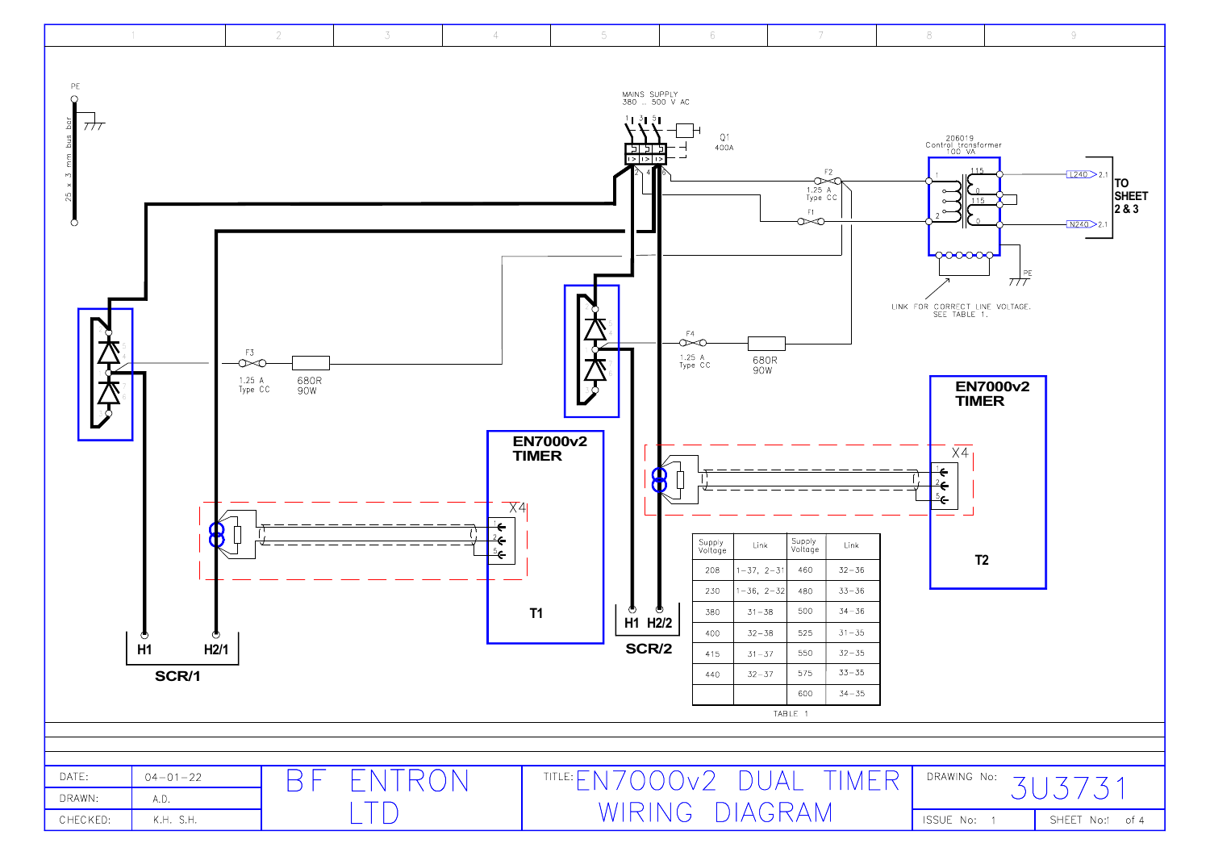PE

25 x 3 mm bus bar

MAINS SUPPLY
380 .. 500 V AC

Q1
400A

206019
Control transformer
100 VA

F2
1.25 A
Type CC

F1

115
0
115
0

L240 2.1
N240 2.1

TO SHEET 2 & 3

PE

LINK FOR CORRECT LINE VOLTAGE.
SEE TABLE 1.

F3
1.25 A
Type CC

680R
90W

F4
1.25 A
Type CC

680R
90W

**EN7000v2 TIMER**

X4

**T1**

**EN7000v2 TIMER**

X4

**T2**

**H1** **H2/1**

**SCR/1**

**H1** **H2/2**

**SCR/2**

| Supply Voltage | Link | Supply Voltage | Link |
|---|---|---|---|
| 208 | 1-37, 2-31 | 460 | 32-36 |
| 230 | 1-36, 2-32 | 480 | 33-36 |
| 380 | 31-38 | 500 | 34-36 |
| 400 | 32-38 | 525 | 31-35 |
| 415 | 31-37 | 550 | 32-35 |
| 440 | 32-37 | 575 | 33-35 |
| | | 600 | 34-35 |

TABLE 1

| | | | |
|---|---|---|---|
| DATE: | 04-01-22 | BF ENTRON LTD | TITLE: EN7000v2 DUAL TIMER WIRING DIAGRAM |
| DRAWN: | A.D. | | DRAWING No: 3U3731 |
| CHECKED: | K.H. S.H. | | ISSUE No: 1 / SHEET No: 1 of 4 |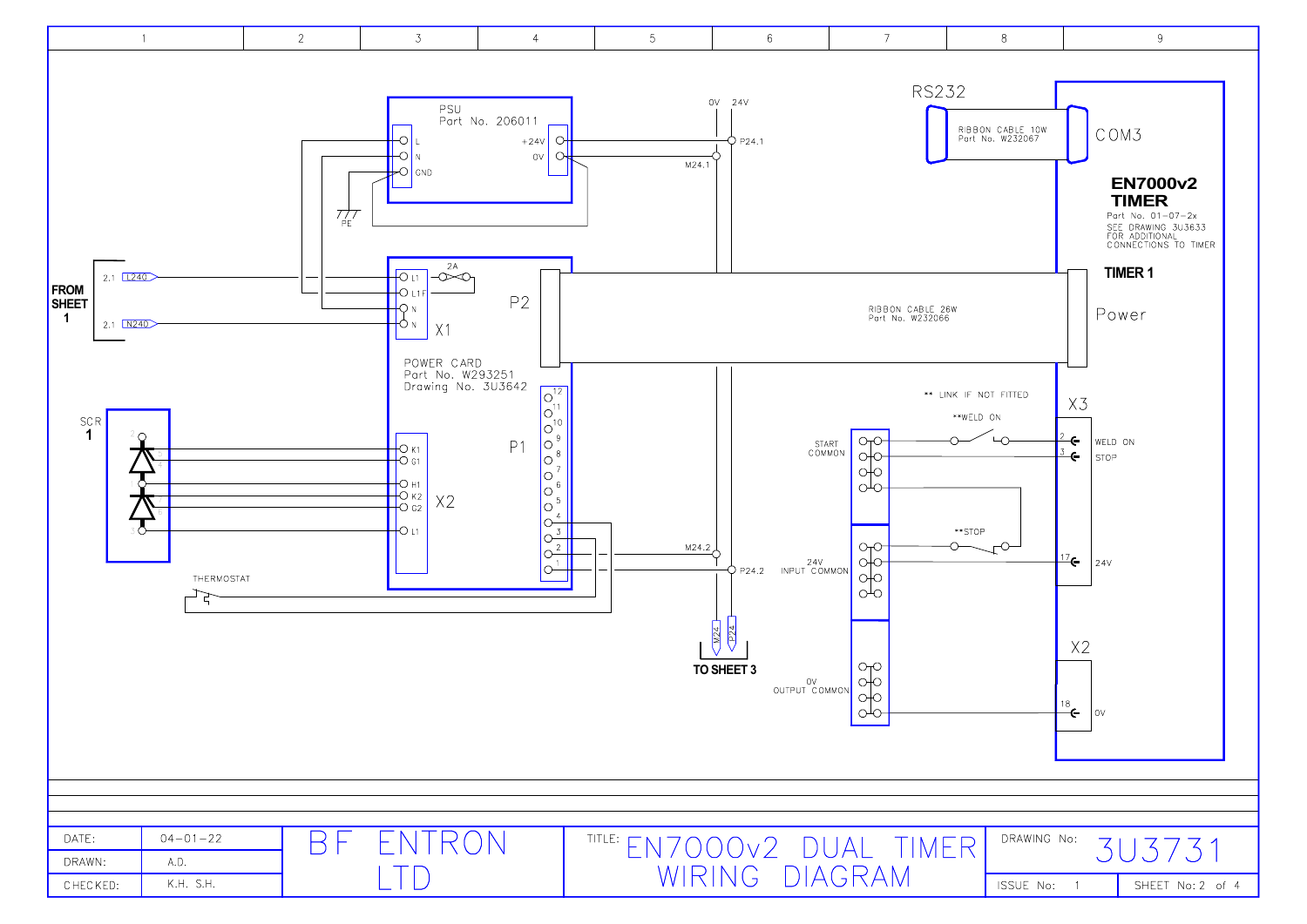# EN7000v2 DUAL TIMER WIRING DIAGRAM

**PSU** Part No. 206011
- L, N, GND
- +24V, 0V

0V 24V
- P24.1
- M24.1

**RS232** — RIBBON CABLE 10W Part No. W232067 — COM3

**EN7000v2 TIMER**
Part No. 01-07-2x
SEE DRAWING 3U3633 FOR ADDITIONAL CONNECTIONS TO TIMER

**TIMER 1**

Power

**FROM SHEET 1**
- 2.1 L240
- 2.1 N240

PE

2A

**POWER CARD**
Part No. W293251
Drawing No. 3U3642

X1: L1, L1F, N, N

P2 — RIBBON CABLE 26W Part No. W232066

**SCR 1**

X2: K1, G1, H1, K2, C2, L1

P1: 1–12

THERMOSTAT

M24.2
P24.2

M24 P24

**TO SHEET 3**

** LINK IF NOT FITTED

**WELD ON

**STOP

START COMMON

24V INPUT COMMON

0V OUTPUT COMMON

X3:
- 2 WELD ON
- 3 STOP
- 17 24V

X2:
- 18 0V

| DATE: | 04-01-22 |
| --- | --- |
| DRAWN: | A.D. |
| CHECKED: | K.H. S.H. |

BF ENTRON LTD

TITLE: EN7000v2 DUAL TIMER WIRING DIAGRAM

DRAWING No: 3U3731

ISSUE No: 1

SHEET No: 2 of 4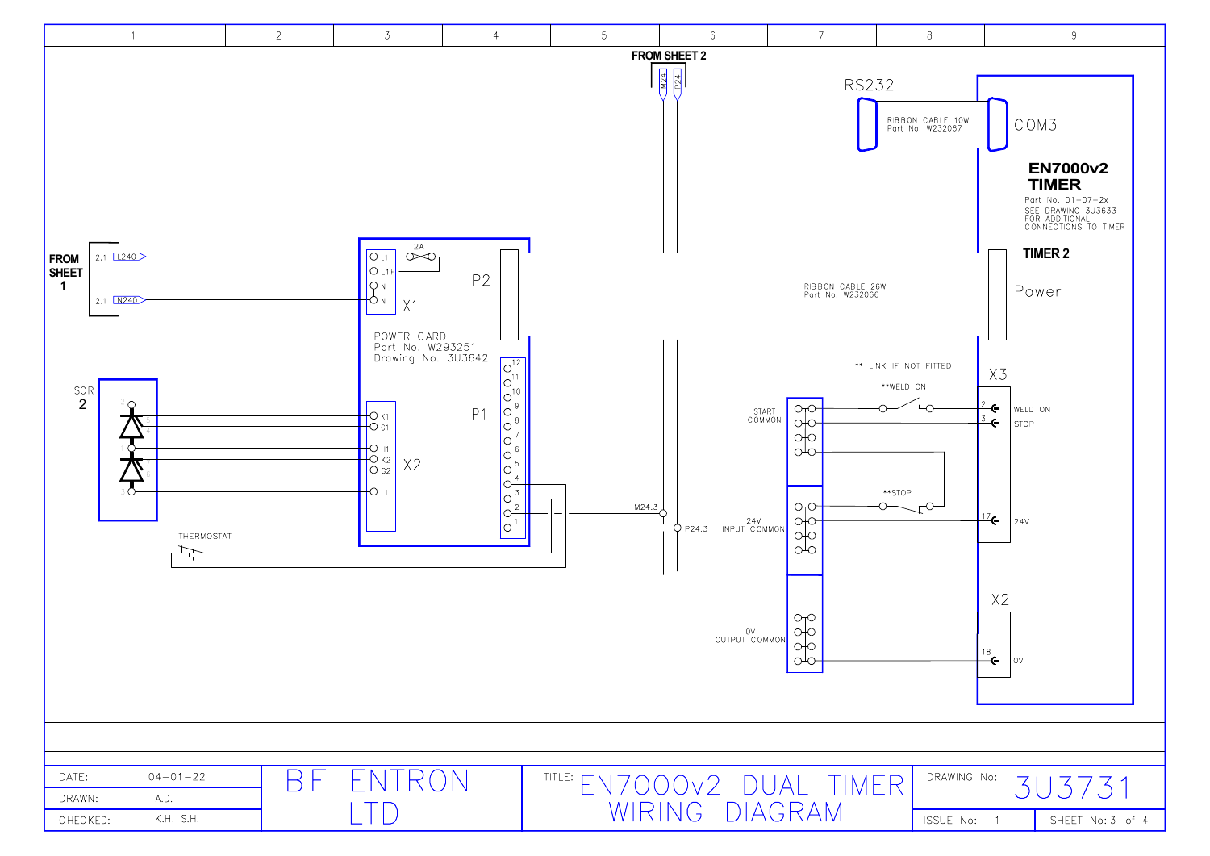FROM SHEET 2

M24 P24

RS232

RIBBON CABLE 10W
Part No. W232067

COM3

**EN7000v2 TIMER**

Part No. 01-07-2x
SEE DRAWING 3U3633 FOR ADDITIONAL CONNECTIONS TO TIMER

**TIMER 2**

Power

**FROM SHEET 1**

2.1 L240

2.1 N240

2A

L1
L1F
N
N

X1

P2

POWER CARD
Part No. W293251
Drawing No. 3U3642

RIBBON CABLE 26W
Part No. W232066

** LINK IF NOT FITTED

**WELD ON

X3

2 WELD ON

3 STOP

START COMMON

SCR 2

K1
G1
H1
K2
G2
L1

X2

P1

12 11 10 9 8 7 6 5 4 3 2 1

**STOP

M24.3

P24.3

24V INPUT COMMON

17 24V

THERMOSTAT

X2

0V OUTPUT COMMON

18 0V

| DATE: | 04-01-22 | BF ENTRON LTD | TITLE: EN7000v2 DUAL TIMER WIRING DIAGRAM | DRAWING No: 3U3731 | |
|---|---|---|---|---|---|
| DRAWN: | A.D. | | | ISSUE No: 1 | SHEET No: 3 of 4 |
| CHECKED: | K.H. S.H. | | | | |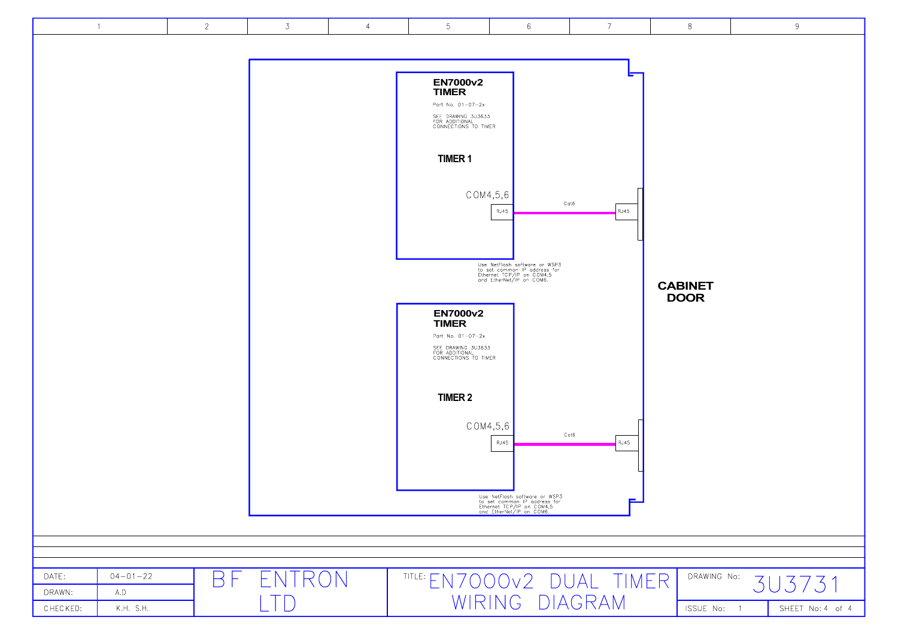EN7000v2
TIMER

Part No. 01-07-2x

SEE DRAWING 3U3633
FOR ADDITIONAL
CONNECTIONS TO TIMER

TIMER 1

COM4,5,6

RJ45

Cat6

RJ45

Use NetFlash software or WSP3
to set common IP address for
Ethernet TCP/IP on COM4,5
and EtherNet/IP on COM6.

CABINET
DOOR

EN7000v2
TIMER

Part No. 01-07-2x

SEE DRAWING 3U3633
FOR ADDITIONAL
CONNECTIONS TO TIMER

TIMER 2

COM4,5,6

RJ45

Cat6

RJ45

Use NetFlash software or WSP3
to set common IP address for
Ethernet TCP/IP on COM4,5
and EtherNet/IP on COM6.

| | | | | |
|---|---|---|---|---|
| DATE: | 04-01-22 | BF ENTRON LTD | TITLE: EN7000v2 DUAL TIMER WIRING DIAGRAM | DRAWING No: 3U3731 |
| DRAWN: | A.D | | | |
| CHECKED: | K.H. S.H. | | | ISSUE No: 1 |